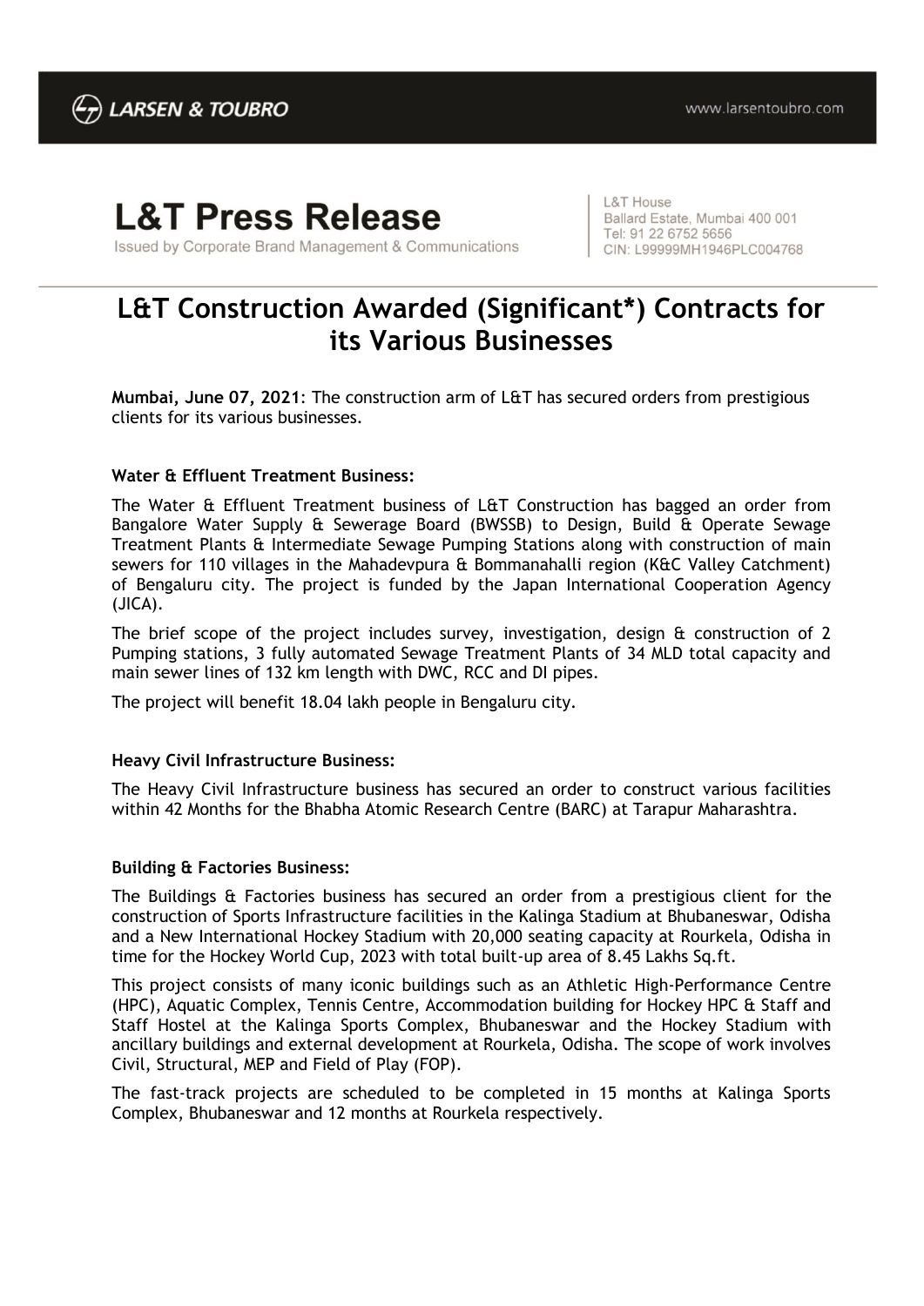LARSEN & TOUBRO

www.larsentoubro.com

# L&T Press Release

Issued by Corporate Brand Management & Communications

L&T House
Ballard Estate, Mumbai 400 001
Tel: 91 22 6752 5656
CIN: L99999MH1946PLC004768

## L&T Construction Awarded (Significant*) Contracts for its Various Businesses

**Mumbai, June 07, 2021**: The construction arm of L&T has secured orders from prestigious clients for its various businesses.

**Water & Effluent Treatment Business:**

The Water & Effluent Treatment business of L&T Construction has bagged an order from Bangalore Water Supply & Sewerage Board (BWSSB) to Design, Build & Operate Sewage Treatment Plants & Intermediate Sewage Pumping Stations along with construction of main sewers for 110 villages in the Mahadevpura & Bommanahalli region (K&C Valley Catchment) of Bengaluru city. The project is funded by the Japan International Cooperation Agency (JICA).

The brief scope of the project includes survey, investigation, design & construction of 2 Pumping stations, 3 fully automated Sewage Treatment Plants of 34 MLD total capacity and main sewer lines of 132 km length with DWC, RCC and DI pipes.

The project will benefit 18.04 lakh people in Bengaluru city.

**Heavy Civil Infrastructure Business:**

The Heavy Civil Infrastructure business has secured an order to construct various facilities within 42 Months for the Bhabha Atomic Research Centre (BARC) at Tarapur Maharashtra.

**Building & Factories Business:**

The Buildings & Factories business has secured an order from a prestigious client for the construction of Sports Infrastructure facilities in the Kalinga Stadium at Bhubaneswar, Odisha and a New International Hockey Stadium with 20,000 seating capacity at Rourkela, Odisha in time for the Hockey World Cup, 2023 with total built-up area of 8.45 Lakhs Sq.ft.

This project consists of many iconic buildings such as an Athletic High-Performance Centre (HPC), Aquatic Complex, Tennis Centre, Accommodation building for Hockey HPC & Staff and Staff Hostel at the Kalinga Sports Complex, Bhubaneswar and the Hockey Stadium with ancillary buildings and external development at Rourkela, Odisha. The scope of work involves Civil, Structural, MEP and Field of Play (FOP).

The fast-track projects are scheduled to be completed in 15 months at Kalinga Sports Complex, Bhubaneswar and 12 months at Rourkela respectively.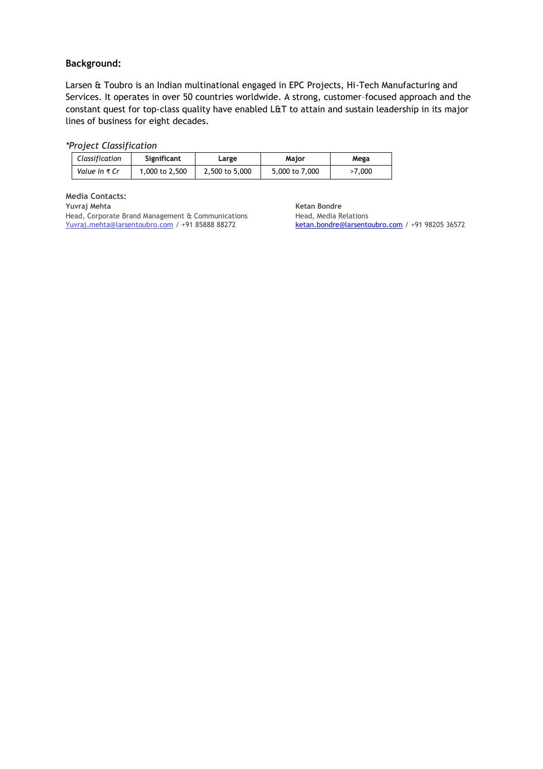## Background:

Larsen & Toubro is an Indian multinational engaged in EPC Projects, Hi-Tech Manufacturing and Services. It operates in over 50 countries worldwide. A strong, customer–focused approach and the constant quest for top-class quality have enabled L&T to attain and sustain leadership in its major lines of business for eight decades.

*\*Project Classification*

| *Classification* | **Significant** | **Large** | **Major** | **Mega** |
|---|---|---|---|---|
| *Value in ₹ Cr* | 1,000 to 2,500 | 2,500 to 5,000 | 5,000 to 7,000 | >7,000 |

**Media Contacts:**

**Yuvraj Mehta**
Head, Corporate Brand Management & Communications
Yuvraj.mehta@larsentoubro.com / +91 85888 88272

**Ketan Bondre**
Head, Media Relations
ketan.bondre@larsentoubro.com / +91 98205 36572